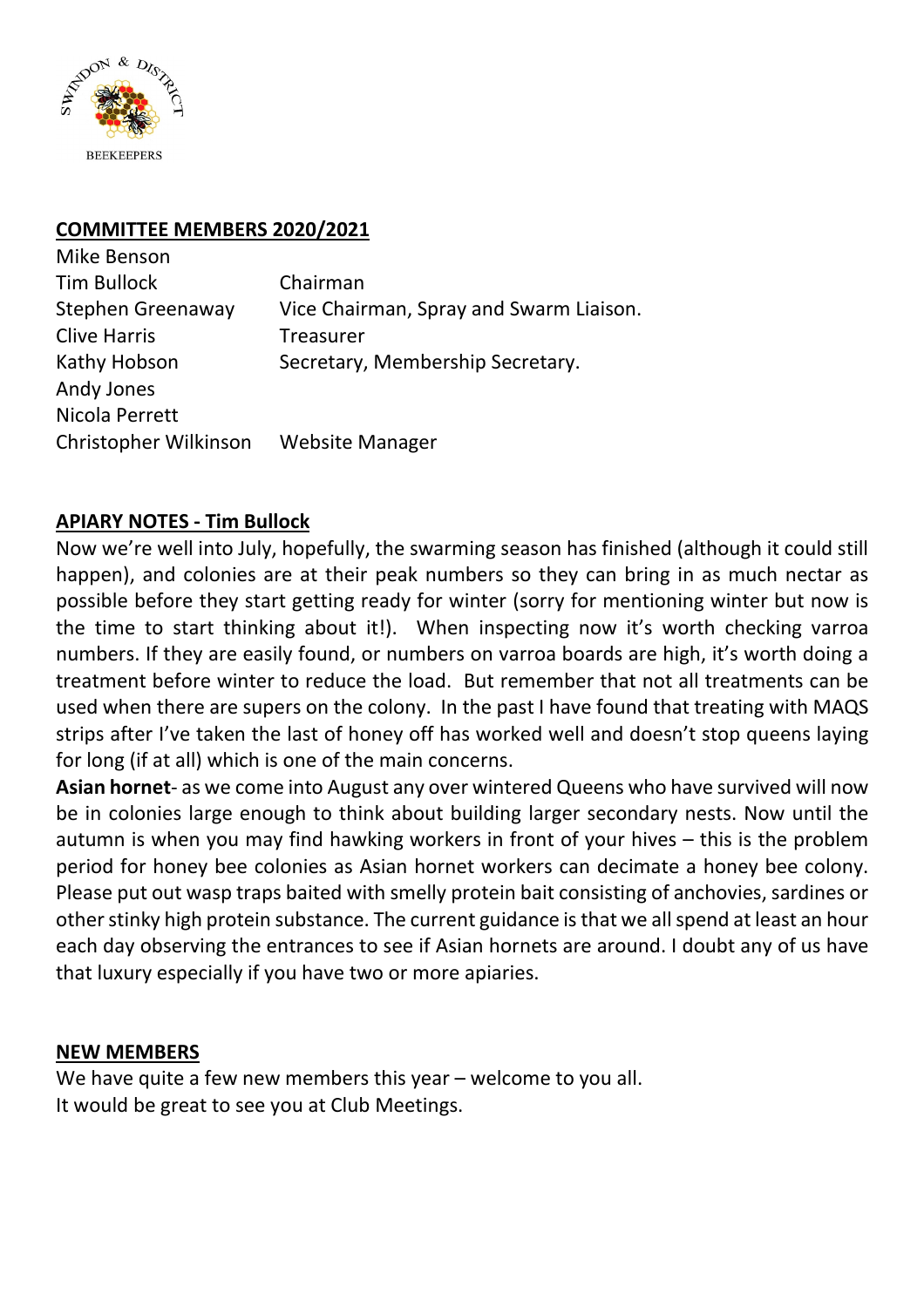## COMMITTEE MEMBERS 2020/2021

| | |
|---|---|
| Mike Benson | |
| Tim Bullock | Chairman |
| Stephen Greenaway | Vice Chairman, Spray and Swarm Liaison. |
| Clive Harris | Treasurer |
| Kathy Hobson | Secretary, Membership Secretary. |
| Andy Jones | |
| Nicola Perrett | |
| Christopher Wilkinson | Website Manager |

## APIARY NOTES - Tim Bullock

Now we're well into July, hopefully, the swarming season has finished (although it could still happen), and colonies are at their peak numbers so they can bring in as much nectar as possible before they start getting ready for winter (sorry for mentioning winter but now is the time to start thinking about it!). When inspecting now it's worth checking varroa numbers. If they are easily found, or numbers on varroa boards are high, it's worth doing a treatment before winter to reduce the load. But remember that not all treatments can be used when there are supers on the colony. In the past I have found that treating with MAQS strips after I've taken the last of honey off has worked well and doesn't stop queens laying for long (if at all) which is one of the main concerns.

**Asian hornet**- as we come into August any over wintered Queens who have survived will now be in colonies large enough to think about building larger secondary nests. Now until the autumn is when you may find hawking workers in front of your hives – this is the problem period for honey bee colonies as Asian hornet workers can decimate a honey bee colony. Please put out wasp traps baited with smelly protein bait consisting of anchovies, sardines or other stinky high protein substance. The current guidance is that we all spend at least an hour each day observing the entrances to see if Asian hornets are around. I doubt any of us have that luxury especially if you have two or more apiaries.

## NEW MEMBERS

We have quite a few new members this year – welcome to you all.
It would be great to see you at Club Meetings.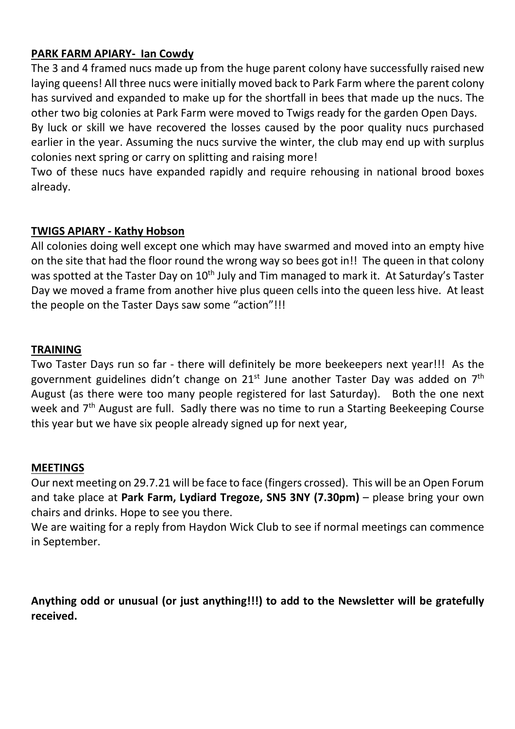## PARK FARM APIARY- Ian Cowdy

The 3 and 4 framed nucs made up from the huge parent colony have successfully raised new laying queens! All three nucs were initially moved back to Park Farm where the parent colony has survived and expanded to make up for the shortfall in bees that made up the nucs. The other two big colonies at Park Farm were moved to Twigs ready for the garden Open Days.

By luck or skill we have recovered the losses caused by the poor quality nucs purchased earlier in the year. Assuming the nucs survive the winter, the club may end up with surplus colonies next spring or carry on splitting and raising more!

Two of these nucs have expanded rapidly and require rehousing in national brood boxes already.

## TWIGS APIARY - Kathy Hobson

All colonies doing well except one which may have swarmed and moved into an empty hive on the site that had the floor round the wrong way so bees got in!! The queen in that colony was spotted at the Taster Day on 10th July and Tim managed to mark it. At Saturday's Taster Day we moved a frame from another hive plus queen cells into the queen less hive. At least the people on the Taster Days saw some "action"!!!

## TRAINING

Two Taster Days run so far - there will definitely be more beekeepers next year!!! As the government guidelines didn't change on 21st June another Taster Day was added on 7th August (as there were too many people registered for last Saturday). Both the one next week and 7th August are full. Sadly there was no time to run a Starting Beekeeping Course this year but we have six people already signed up for next year,

## MEETINGS

Our next meeting on 29.7.21 will be face to face (fingers crossed). This will be an Open Forum and take place at **Park Farm, Lydiard Tregoze, SN5 3NY (7.30pm)** – please bring your own chairs and drinks. Hope to see you there.

We are waiting for a reply from Haydon Wick Club to see if normal meetings can commence in September.

**Anything odd or unusual (or just anything!!!) to add to the Newsletter will be gratefully received.**